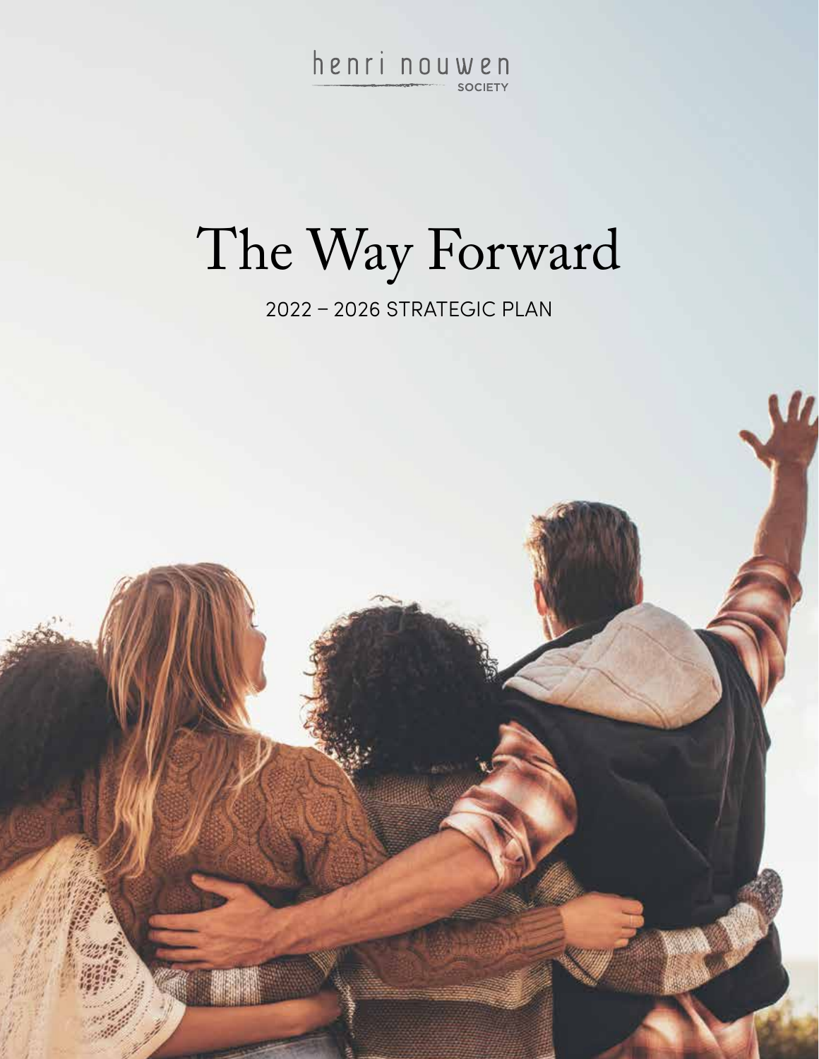henri nouwen SOCIETY

# The Way Forward

2022 – 2026 STRATEGIC PLAN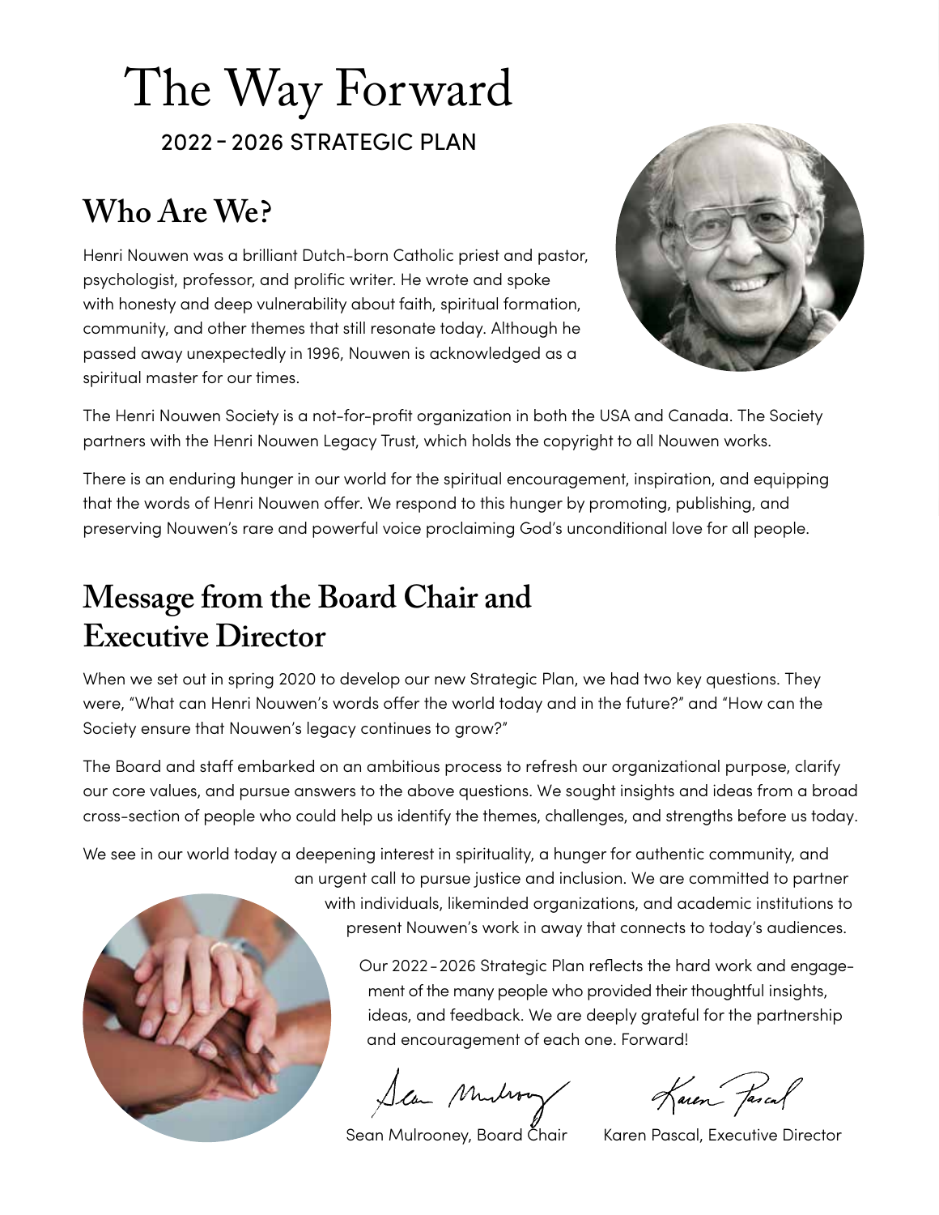# The Way Forward

2022 - 2026 STRATEGIC PLAN

## Who Are We?

Henri Nouwen was a brilliant Dutch-born Catholic priest and pastor, psychologist, professor, and prolific writer. He wrote and spoke with honesty and deep vulnerability about faith, spiritual formation, community, and other themes that still resonate today. Although he passed away unexpectedly in 1996, Nouwen is acknowledged as a spiritual master for our times.

The Henri Nouwen Society is a not-for-profit organization in both the USA and Canada. The Society partners with the Henri Nouwen Legacy Trust, which holds the copyright to all Nouwen works.

There is an enduring hunger in our world for the spiritual encouragement, inspiration, and equipping that the words of Henri Nouwen offer. We respond to this hunger by promoting, publishing, and preserving Nouwen's rare and powerful voice proclaiming God's unconditional love for all people.

## Message from the Board Chair and Executive Director

When we set out in spring 2020 to develop our new Strategic Plan, we had two key questions. They were, "What can Henri Nouwen's words offer the world today and in the future?" and "How can the Society ensure that Nouwen's legacy continues to grow?"

The Board and staff embarked on an ambitious process to refresh our organizational purpose, clarify our core values, and pursue answers to the above questions. We sought insights and ideas from a broad cross-section of people who could help us identify the themes, challenges, and strengths before us today.

We see in our world today a deepening interest in spirituality, a hunger for authentic community, and an urgent call to pursue justice and inclusion. We are committed to partner with individuals, likeminded organizations, and academic institutions to present Nouwen's work in away that connects to today's audiences.

Our 2022 - 2026 Strategic Plan reflects the hard work and engagement of the many people who provided their thoughtful insights, ideas, and feedback. We are deeply grateful for the partnership and encouragement of each one. Forward!

Sean Mulrooney, Board Chair

Karen Pascal, Executive Director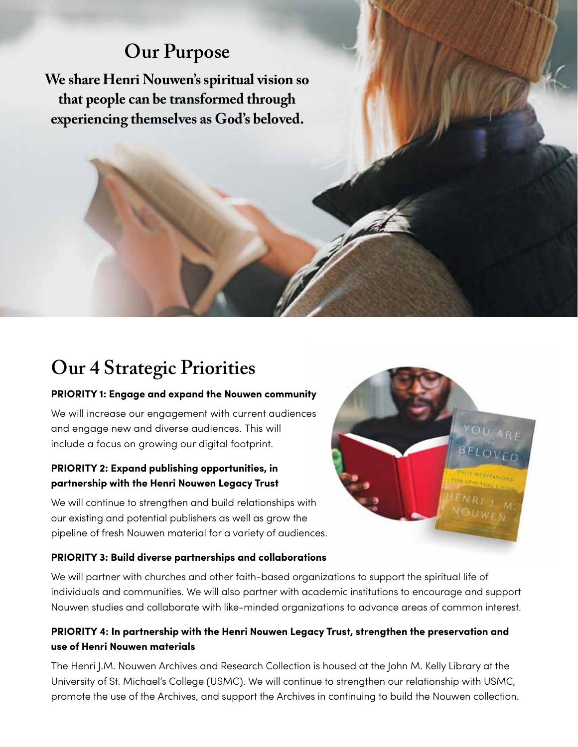## Our Purpose

**We share Henri Nouwen's spiritual vision so that people can be transformed through experiencing themselves as God's beloved.**

## Our 4 Strategic Priorities

**PRIORITY 1: Engage and expand the Nouwen community**

We will increase our engagement with current audiences and engage new and diverse audiences. This will include a focus on growing our digital footprint.

**PRIORITY 2: Expand publishing opportunities, in partnership with the Henri Nouwen Legacy Trust**

We will continue to strengthen and build relationships with our existing and potential publishers as well as grow the pipeline of fresh Nouwen material for a variety of audiences.

**PRIORITY 3: Build diverse partnerships and collaborations**

We will partner with churches and other faith-based organizations to support the spiritual life of individuals and communities. We will also partner with academic institutions to encourage and support Nouwen studies and collaborate with like-minded organizations to advance areas of common interest.

**PRIORITY 4: In partnership with the Henri Nouwen Legacy Trust, strengthen the preservation and use of Henri Nouwen materials**

The Henri J.M. Nouwen Archives and Research Collection is housed at the John M. Kelly Library at the University of St. Michael's College (USMC). We will continue to strengthen our relationship with USMC, promote the use of the Archives, and support the Archives in continuing to build the Nouwen collection.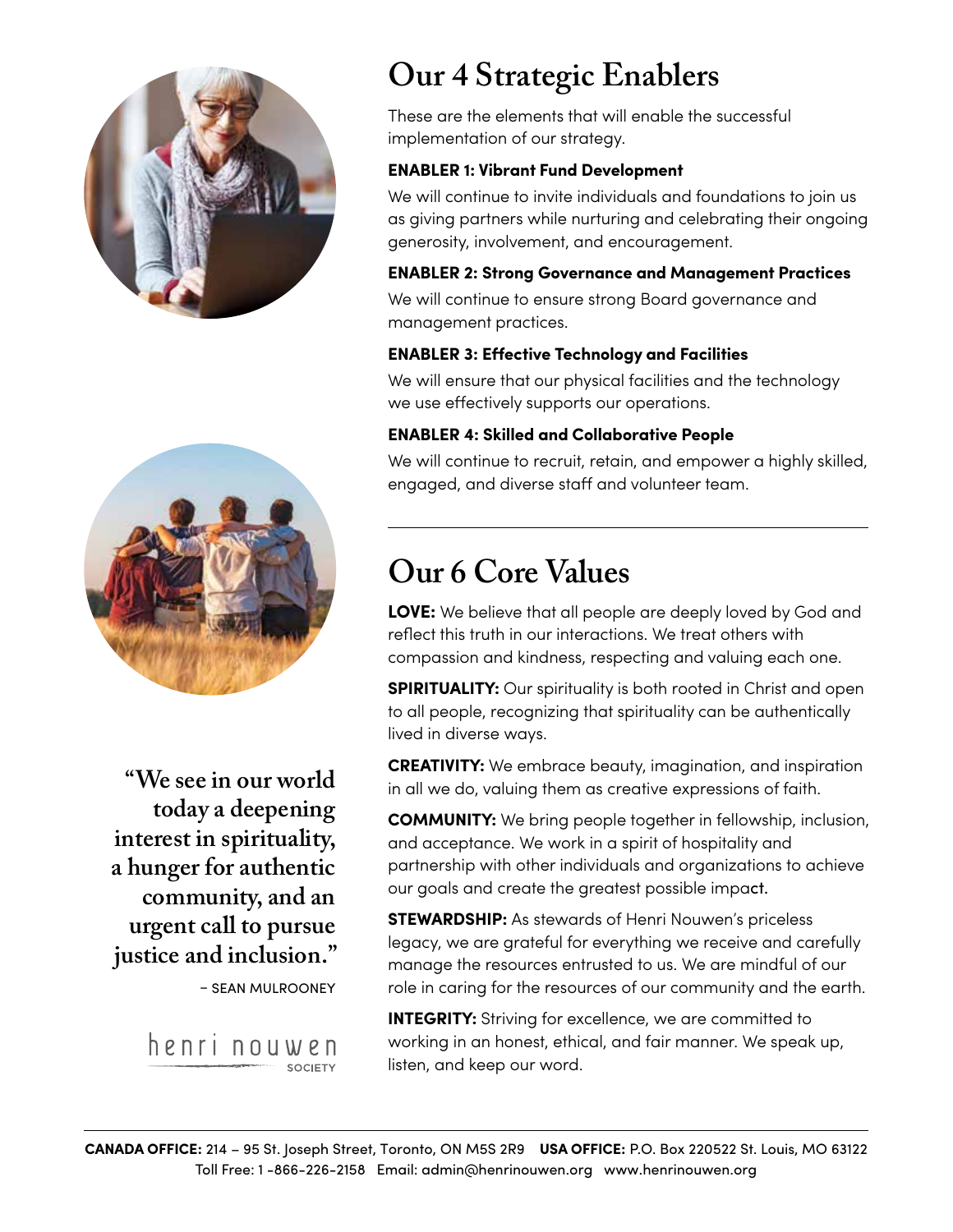# Our 4 Strategic Enablers

These are the elements that will enable the successful implementation of our strategy.

**ENABLER 1: Vibrant Fund Development**

We will continue to invite individuals and foundations to join us as giving partners while nurturing and celebrating their ongoing generosity, involvement, and encouragement.

**ENABLER 2: Strong Governance and Management Practices**

We will continue to ensure strong Board governance and management practices.

**ENABLER 3: Effective Technology and Facilities**

We will ensure that our physical facilities and the technology we use effectively supports our operations.

**ENABLER 4: Skilled and Collaborative People**

We will continue to recruit, retain, and empower a highly skilled, engaged, and diverse staff and volunteer team.

---

# Our 6 Core Values

**LOVE:** We believe that all people are deeply loved by God and reflect this truth in our interactions. We treat others with compassion and kindness, respecting and valuing each one.

**SPIRITUALITY:** Our spirituality is both rooted in Christ and open to all people, recognizing that spirituality can be authentically lived in diverse ways.

**CREATIVITY:** We embrace beauty, imagination, and inspiration in all we do, valuing them as creative expressions of faith.

**COMMUNITY:** We bring people together in fellowship, inclusion, and acceptance. We work in a spirit of hospitality and partnership with other individuals and organizations to achieve our goals and create the greatest possible impact.

**STEWARDSHIP:** As stewards of Henri Nouwen's priceless legacy, we are grateful for everything we receive and carefully manage the resources entrusted to us. We are mindful of our role in caring for the resources of our community and the earth.

**INTEGRITY:** Striving for excellence, we are committed to working in an honest, ethical, and fair manner. We speak up, listen, and keep our word.

**"We see in our world today a deepening interest in spirituality, a hunger for authentic community, and an urgent call to pursue justice and inclusion."**

– SEAN MULROONEY

henri nouwen SOCIETY

**CANADA OFFICE:** 214 – 95 St. Joseph Street, Toronto, ON M5S 2R9 **USA OFFICE:** P.O. Box 220522 St. Louis, MO 63122
Toll Free: 1-866-226-2158 Email: admin@henrinouwen.org www.henrinouwen.org